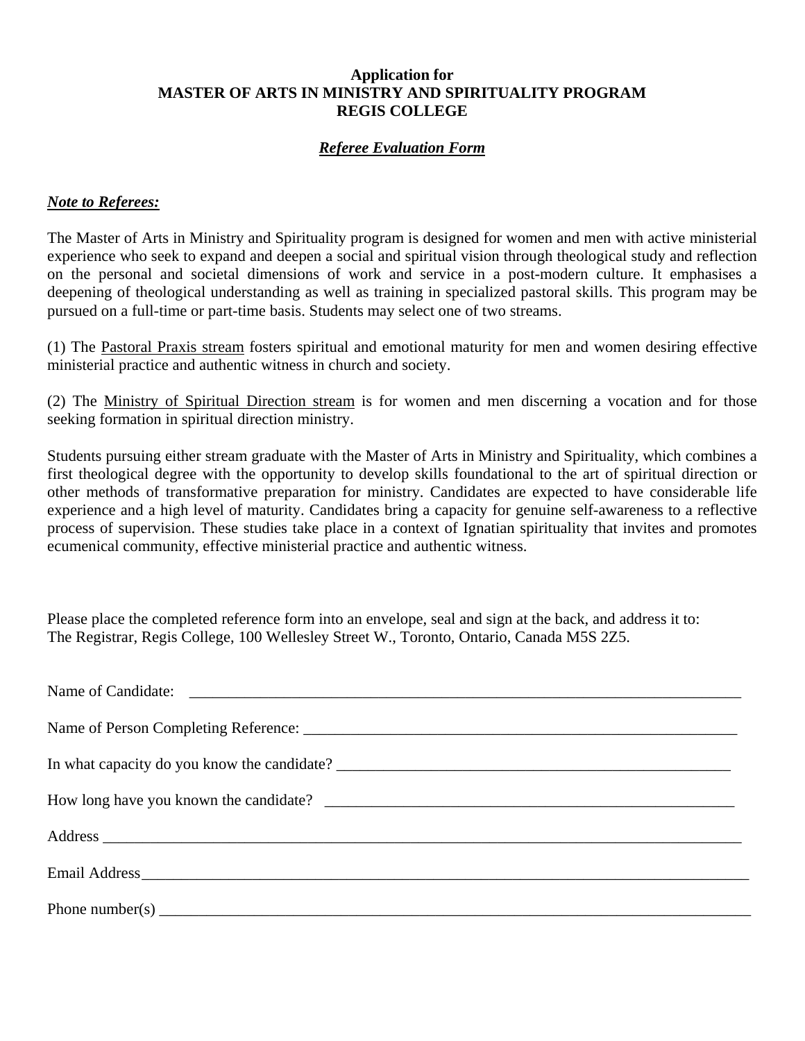**Application for**
**MASTER OF ARTS IN MINISTRY AND SPIRITUALITY PROGRAM**
**REGIS COLLEGE**

***Referee Evaluation Form***

***Note to Referees:***

The Master of Arts in Ministry and Spirituality program is designed for women and men with active ministerial experience who seek to expand and deepen a social and spiritual vision through theological study and reflection on the personal and societal dimensions of work and service in a post-modern culture. It emphasises a deepening of theological understanding as well as training in specialized pastoral skills. This program may be pursued on a full-time or part-time basis. Students may select one of two streams.

(1) The Pastoral Praxis stream fosters spiritual and emotional maturity for men and women desiring effective ministerial practice and authentic witness in church and society.

(2) The Ministry of Spiritual Direction stream is for women and men discerning a vocation and for those seeking formation in spiritual direction ministry.

Students pursuing either stream graduate with the Master of Arts in Ministry and Spirituality, which combines a first theological degree with the opportunity to develop skills foundational to the art of spiritual direction or other methods of transformative preparation for ministry. Candidates are expected to have considerable life experience and a high level of maturity. Candidates bring a capacity for genuine self-awareness to a reflective process of supervision. These studies take place in a context of Ignatian spirituality that invites and promotes ecumenical community, effective ministerial practice and authentic witness.

Please place the completed reference form into an envelope, seal and sign at the back, and address it to:
The Registrar, Regis College, 100 Wellesley Street W., Toronto, Ontario, Canada M5S 2Z5.

Name of Candidate: ____________________________________________________________

Name of Person Completing Reference: ___________________________________________

In what capacity do you know the candidate? ______________________________________

How long have you known the candidate? _________________________________________

Address _____________________________________________________________________

Email Address_________________________________________________________________

Phone number(s) ______________________________________________________________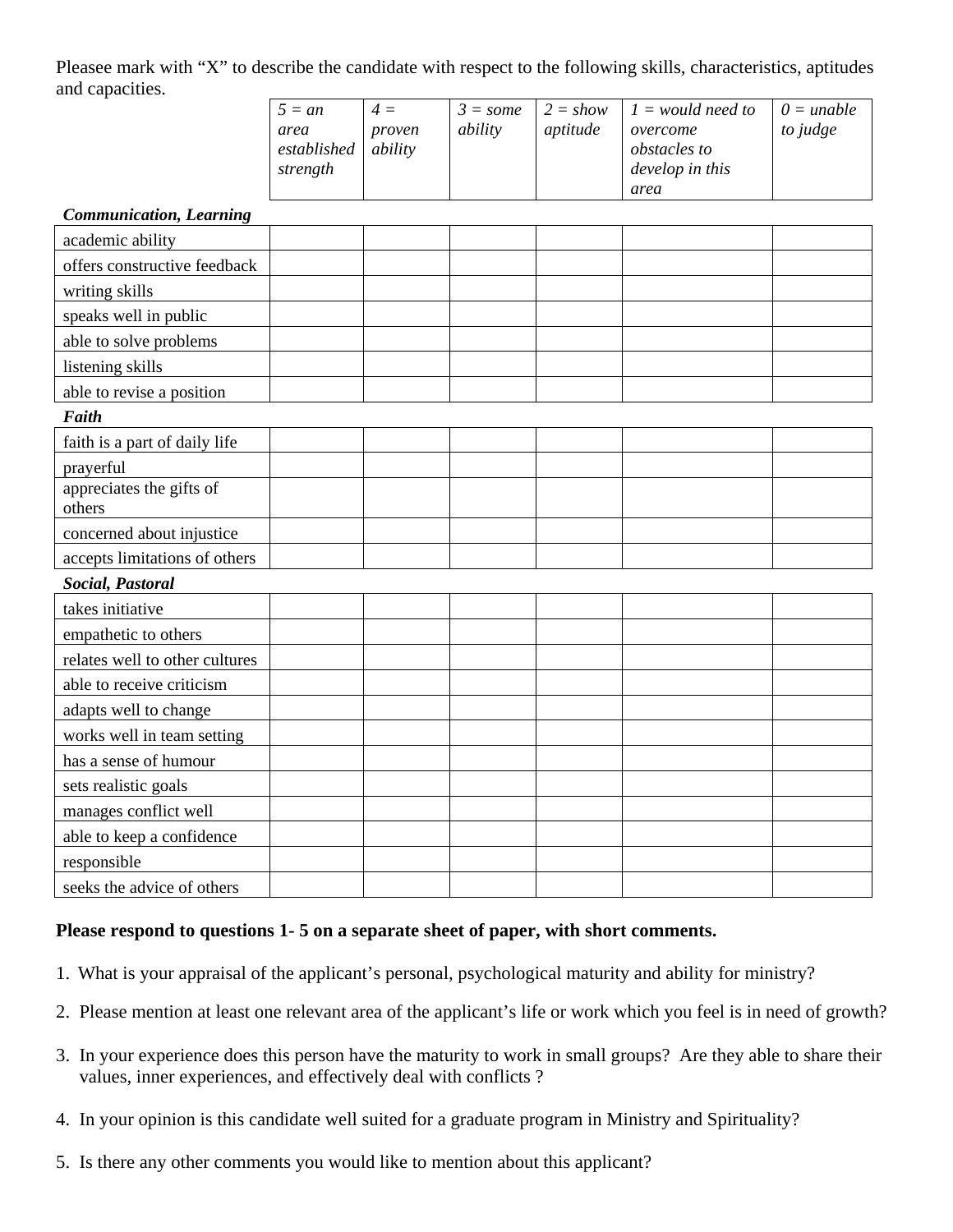Pleasee mark with "X" to describe the candidate with respect to the following skills, characteristics, aptitudes and capacities.

| | *5 = an area established strength* | *4 = proven ability* | *3 = some ability* | *2 = show aptitude* | *1 = would need to overcome obstacles to develop in this area* | *0 = unable to judge* |
|---|---|---|---|---|---|---|
| ***Communication, Learning*** | | | | | | |
| academic ability | | | | | | |
| offers constructive feedback | | | | | | |
| writing skills | | | | | | |
| speaks well in public | | | | | | |
| able to solve problems | | | | | | |
| listening skills | | | | | | |
| able to revise a position | | | | | | |
| ***Faith*** | | | | | | |
| faith is a part of daily life | | | | | | |
| prayerful | | | | | | |
| appreciates the gifts of others | | | | | | |
| concerned about injustice | | | | | | |
| accepts limitations of others | | | | | | |
| ***Social, Pastoral*** | | | | | | |
| takes initiative | | | | | | |
| empathetic to others | | | | | | |
| relates well to other cultures | | | | | | |
| able to receive criticism | | | | | | |
| adapts well to change | | | | | | |
| works well in team setting | | | | | | |
| has a sense of humour | | | | | | |
| sets realistic goals | | | | | | |
| manages conflict well | | | | | | |
| able to keep a confidence | | | | | | |
| responsible | | | | | | |
| seeks the advice of others | | | | | | |

**Please respond to questions 1- 5 on a separate sheet of paper, with short comments.**

1. What is your appraisal of the applicant's personal, psychological maturity and ability for ministry?
2. Please mention at least one relevant area of the applicant's life or work which you feel is in need of growth?
3. In your experience does this person have the maturity to work in small groups? Are they able to share their values, inner experiences, and effectively deal with conflicts ?
4. In your opinion is this candidate well suited for a graduate program in Ministry and Spirituality?
5. Is there any other comments you would like to mention about this applicant?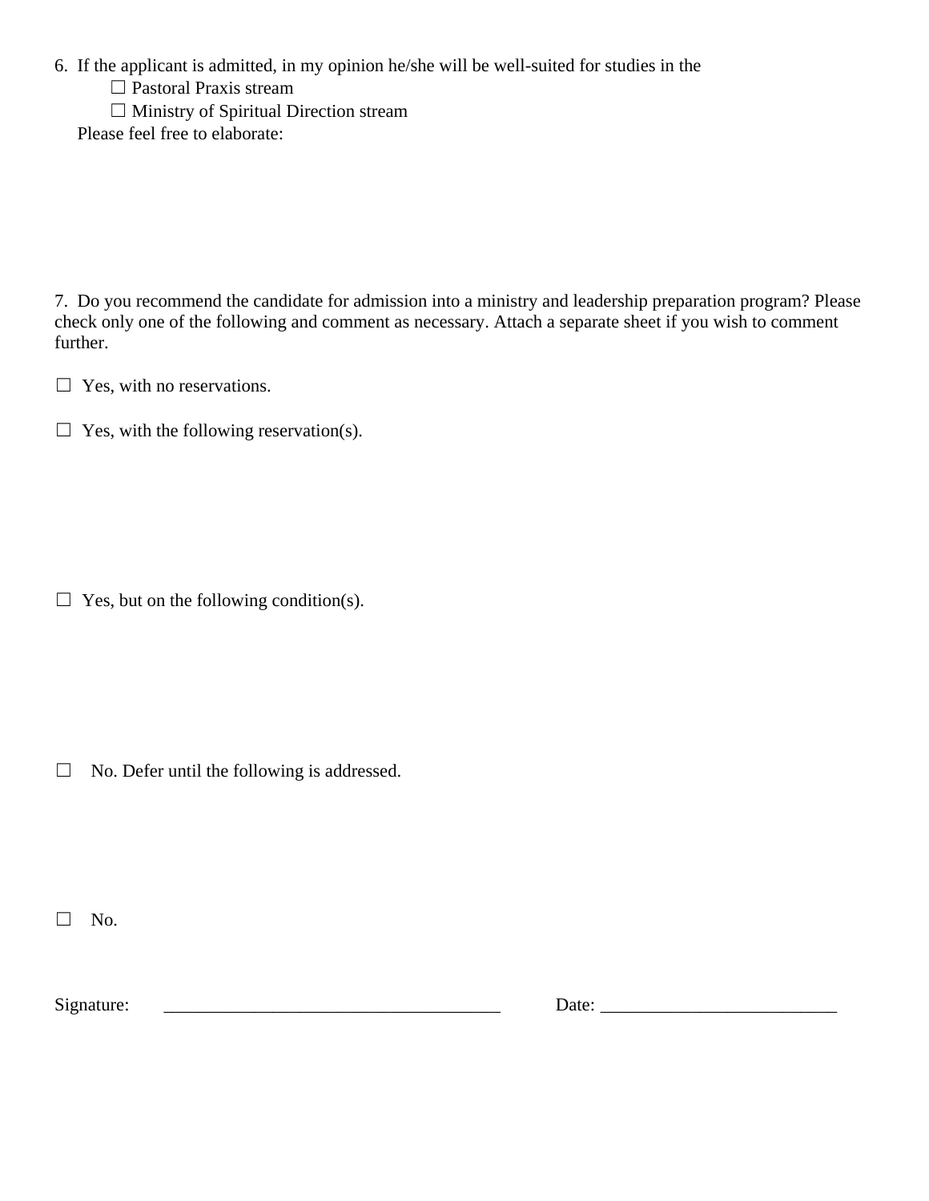6. If the applicant is admitted, in my opinion he/she will be well-suited for studies in the
   - ☐ Pastoral Praxis stream
   - ☐ Ministry of Spiritual Direction stream

   Please feel free to elaborate:

7. Do you recommend the candidate for admission into a ministry and leadership preparation program? Please check only one of the following and comment as necessary. Attach a separate sheet if you wish to comment further.

☐ Yes, with no reservations.

☐ Yes, with the following reservation(s).

☐ Yes, but on the following condition(s).

☐ No. Defer until the following is addressed.

☐ No.

Signature: ______________________________________ Date: __________________________